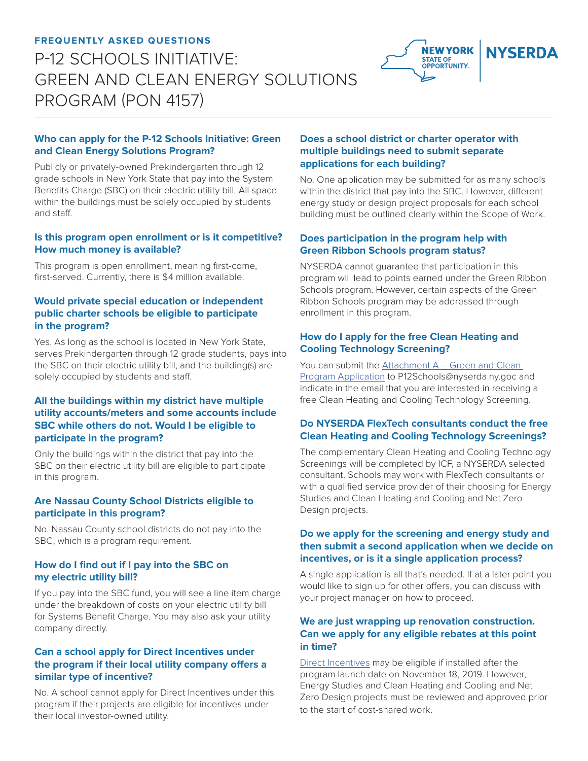FREQUENTLY ASKED QUESTIONS

# P-12 SCHOOLS INITIATIVE: GREEN AND CLEAN ENERGY SOLUTIONS PROGRAM (PON 4157)

### Who can apply for the P-12 Schools Initiative: Green and Clean Energy Solutions Program?

Publicly or privately-owned Prekindergarten through 12 grade schools in New York State that pay into the System Benefits Charge (SBC) on their electric utility bill. All space within the buildings must be solely occupied by students and staff.

### Is this program open enrollment or is it competitive? How much money is available?

This program is open enrollment, meaning first-come, first-served. Currently, there is $4 million available.

### Would private special education or independent public charter schools be eligible to participate in the program?

Yes. As long as the school is located in New York State, serves Prekindergarten through 12 grade students, pays into the SBC on their electric utility bill, and the building(s) are solely occupied by students and staff.

### All the buildings within my district have multiple utility accounts/meters and some accounts include SBC while others do not. Would I be eligible to participate in the program?

Only the buildings within the district that pay into the SBC on their electric utility bill are eligible to participate in this program.

### Are Nassau County School Districts eligible to participate in this program?

No. Nassau County school districts do not pay into the SBC, which is a program requirement.

### How do I find out if I pay into the SBC on my electric utility bill?

If you pay into the SBC fund, you will see a line item charge under the breakdown of costs on your electric utility bill for Systems Benefit Charge. You may also ask your utility company directly.

### Can a school apply for Direct Incentives under the program if their local utility company offers a similar type of incentive?

No. A school cannot apply for Direct Incentives under this program if their projects are eligible for incentives under their local investor-owned utility.

### Does a school district or charter operator with multiple buildings need to submit separate applications for each building?

No. One application may be submitted for as many schools within the district that pay into the SBC. However, different energy study or design project proposals for each school building must be outlined clearly within the Scope of Work.

### Does participation in the program help with Green Ribbon Schools program status?

NYSERDA cannot guarantee that participation in this program will lead to points earned under the Green Ribbon Schools program. However, certain aspects of the Green Ribbon Schools program may be addressed through enrollment in this program.

### How do I apply for the free Clean Heating and Cooling Technology Screening?

You can submit the Attachment A – Green and Clean Program Application to P12Schools@nyserda.ny.goc and indicate in the email that you are interested in receiving a free Clean Heating and Cooling Technology Screening.

### Do NYSERDA FlexTech consultants conduct the free Clean Heating and Cooling Technology Screenings?

The complementary Clean Heating and Cooling Technology Screenings will be completed by ICF, a NYSERDA selected consultant. Schools may work with FlexTech consultants or with a qualified service provider of their choosing for Energy Studies and Clean Heating and Cooling and Net Zero Design projects.

### Do we apply for the screening and energy study and then submit a second application when we decide on incentives, or is it a single application process?

A single application is all that's needed. If at a later point you would like to sign up for other offers, you can discuss with your project manager on how to proceed.

### We are just wrapping up renovation construction. Can we apply for any eligible rebates at this point in time?

Direct Incentives may be eligible if installed after the program launch date on November 18, 2019. However, Energy Studies and Clean Heating and Cooling and Net Zero Design projects must be reviewed and approved prior to the start of cost-shared work.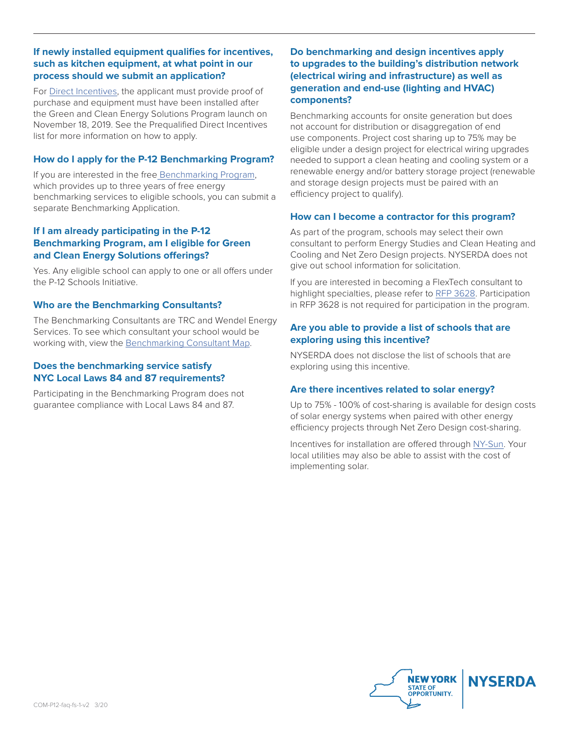### If newly installed equipment qualifies for incentives, such as kitchen equipment, at what point in our process should we submit an application?

For Direct Incentives, the applicant must provide proof of purchase and equipment must have been installed after the Green and Clean Energy Solutions Program launch on November 18, 2019. See the Prequalified Direct Incentives list for more information on how to apply.

### How do I apply for the P-12 Benchmarking Program?

If you are interested in the free Benchmarking Program, which provides up to three years of free energy benchmarking services to eligible schools, you can submit a separate Benchmarking Application.

### If I am already participating in the P-12 Benchmarking Program, am I eligible for Green and Clean Energy Solutions offerings?

Yes. Any eligible school can apply to one or all offers under the P-12 Schools Initiative.

### Who are the Benchmarking Consultants?

The Benchmarking Consultants are TRC and Wendel Energy Services. To see which consultant your school would be working with, view the Benchmarking Consultant Map.

### Does the benchmarking service satisfy NYC Local Laws 84 and 87 requirements?

Participating in the Benchmarking Program does not guarantee compliance with Local Laws 84 and 87.

### Do benchmarking and design incentives apply to upgrades to the building's distribution network (electrical wiring and infrastructure) as well as generation and end-use (lighting and HVAC) components?

Benchmarking accounts for onsite generation but does not account for distribution or disaggregation of end use components. Project cost sharing up to 75% may be eligible under a design project for electrical wiring upgrades needed to support a clean heating and cooling system or a renewable energy and/or battery storage project (renewable and storage design projects must be paired with an efficiency project to qualify).

### How can I become a contractor for this program?

As part of the program, schools may select their own consultant to perform Energy Studies and Clean Heating and Cooling and Net Zero Design projects. NYSERDA does not give out school information for solicitation.

If you are interested in becoming a FlexTech consultant to highlight specialties, please refer to RFP 3628. Participation in RFP 3628 is not required for participation in the program.

### Are you able to provide a list of schools that are exploring using this incentive?

NYSERDA does not disclose the list of schools that are exploring using this incentive.

### Are there incentives related to solar energy?

Up to 75% - 100% of cost-sharing is available for design costs of solar energy systems when paired with other energy efficiency projects through Net Zero Design cost-sharing.

Incentives for installation are offered through NY-Sun. Your local utilities may also be able to assist with the cost of implementing solar.

COM-P12-faq-fs-1-v2 3/20